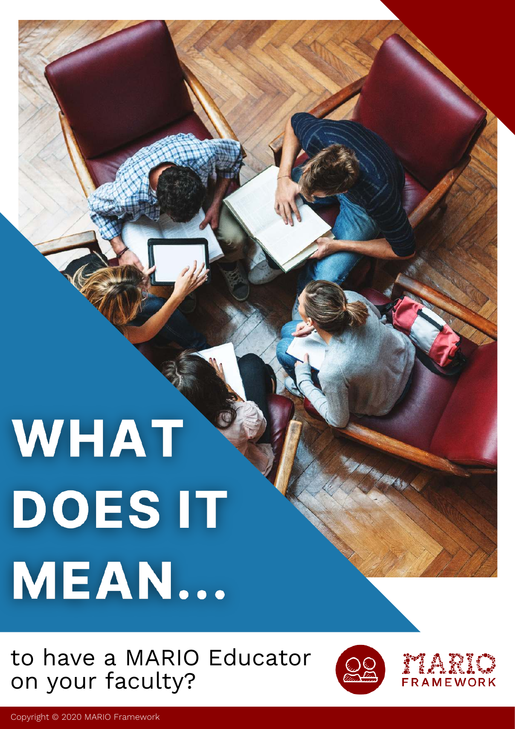# WHAT DOES IT MEAN...

to have a MARIO Educator on your faculty?

MARIO FRAMEWORK

Copyright © 2020 MARIO Framework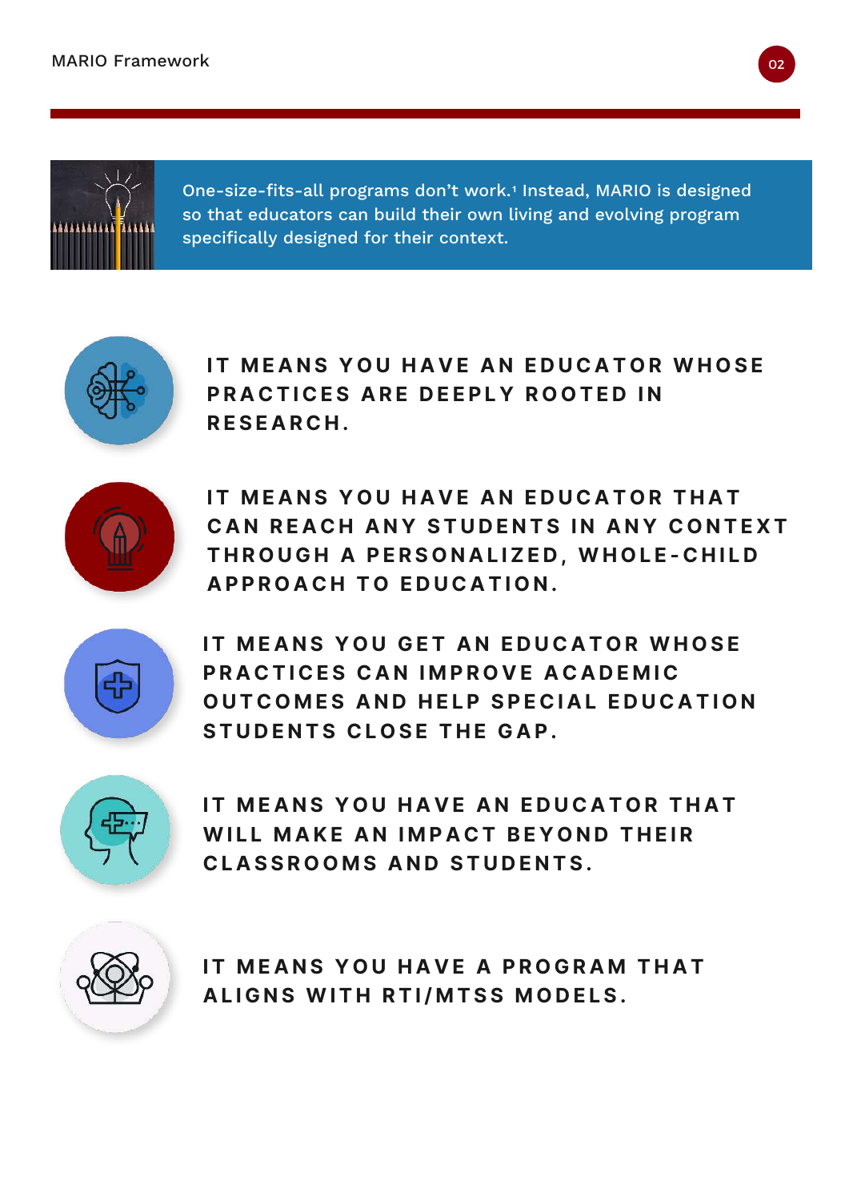One-size-fits-all programs don't work.[1] Instead, MARIO is designed so that educators can build their own living and evolving program specifically designed for their context.

**IT MEANS YOU HAVE AN EDUCATOR WHOSE PRACTICES ARE DEEPLY ROOTED IN RESEARCH.**

**IT MEANS YOU HAVE AN EDUCATOR THAT CAN REACH ANY STUDENTS IN ANY CONTEXT THROUGH A PERSONALIZED, WHOLE-CHILD APPROACH TO EDUCATION.**

**IT MEANS YOU GET AN EDUCATOR WHOSE PRACTICES CAN IMPROVE ACADEMIC OUTCOMES AND HELP SPECIAL EDUCATION STUDENTS CLOSE THE GAP.**

**IT MEANS YOU HAVE AN EDUCATOR THAT WILL MAKE AN IMPACT BEYOND THEIR CLASSROOMS AND STUDENTS.**

**IT MEANS YOU HAVE A PROGRAM THAT ALIGNS WITH RTI/MTSS MODELS.**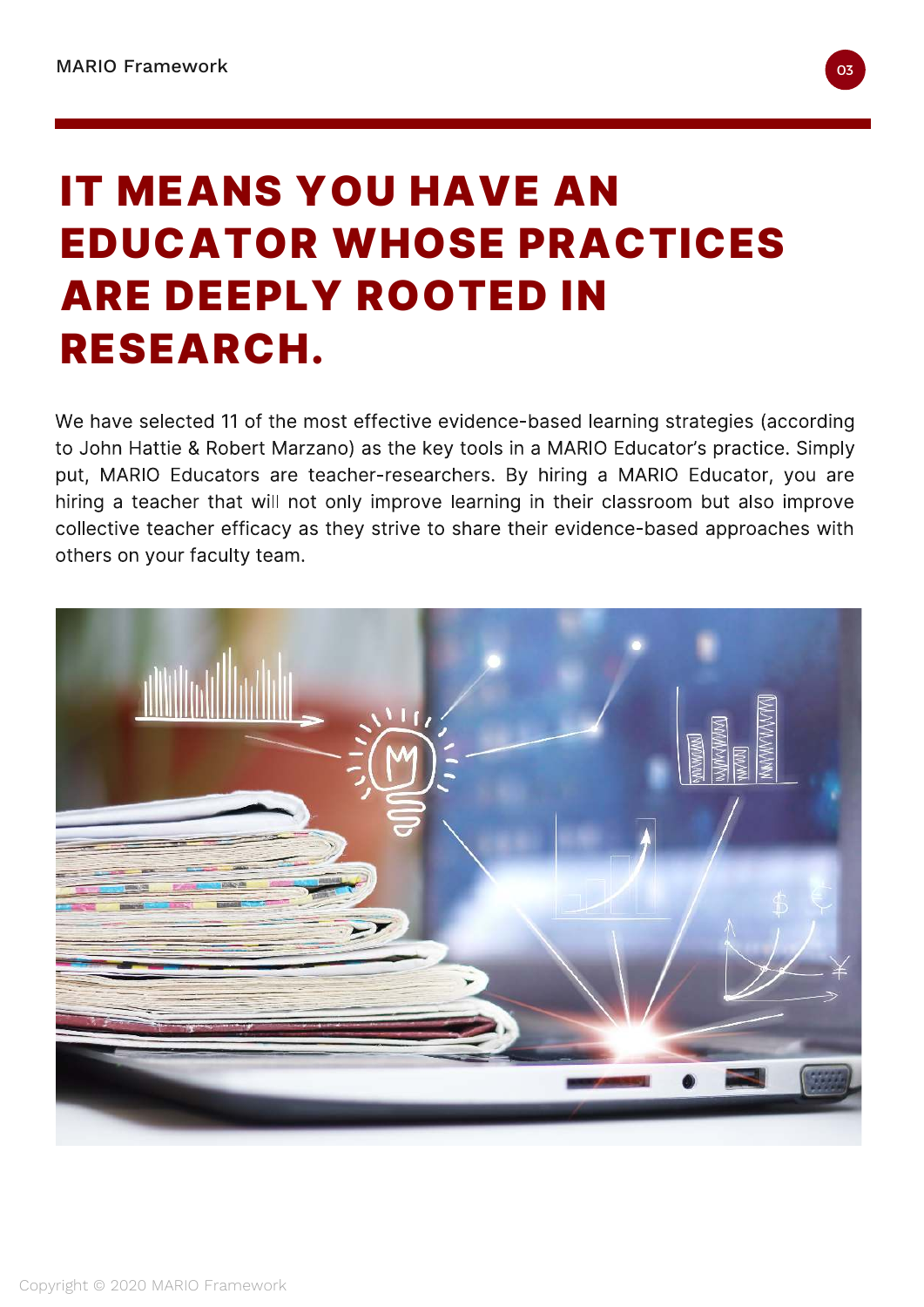# IT MEANS YOU HAVE AN EDUCATOR WHOSE PRACTICES ARE DEEPLY ROOTED IN RESEARCH.

We have selected 11 of the most effective evidence-based learning strategies (according to John Hattie & Robert Marzano) as the key tools in a MARIO Educator's practice. Simply put, MARIO Educators are teacher-researchers. By hiring a MARIO Educator, you are hiring a teacher that will not only improve learning in their classroom but also improve collective teacher efficacy as they strive to share their evidence-based approaches with others on your faculty team.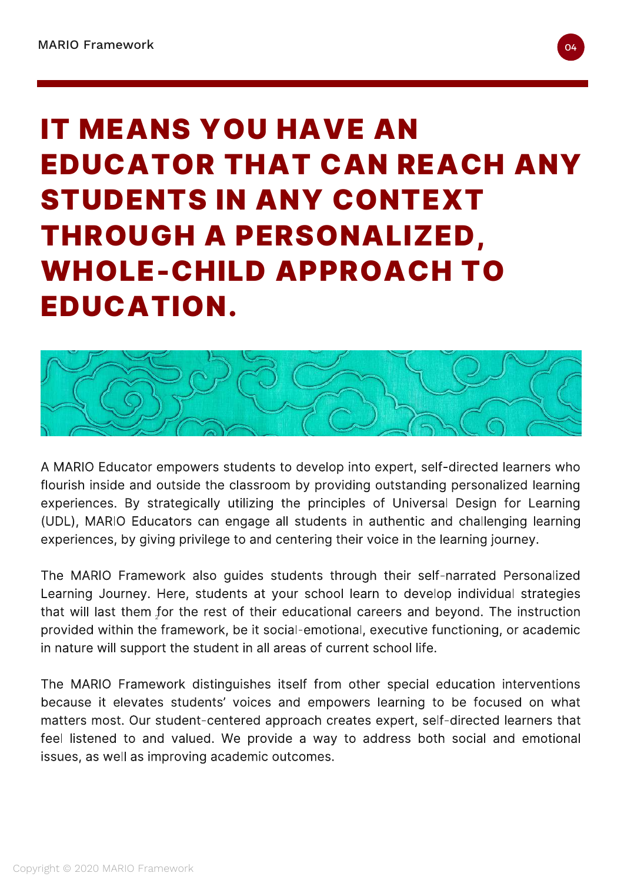# IT MEANS YOU HAVE AN EDUCATOR THAT CAN REACH ANY STUDENTS IN ANY CONTEXT THROUGH A PERSONALIZED, WHOLE-CHILD APPROACH TO EDUCATION.

A MARIO Educator empowers students to develop into expert, self-directed learners who flourish inside and outside the classroom by providing outstanding personalized learning experiences. By strategically utilizing the principles of Universal Design for Learning (UDL), MARIO Educators can engage all students in authentic and challenging learning experiences, by giving privilege to and centering their voice in the learning journey.

The MARIO Framework also guides students through their self-narrated Personalized Learning Journey. Here, students at your school learn to develop individual strategies that will last them for the rest of their educational careers and beyond. The instruction provided within the framework, be it social-emotional, executive functioning, or academic in nature will support the student in all areas of current school life.

The MARIO Framework distinguishes itself from other special education interventions because it elevates students' voices and empowers learning to be focused on what matters most. Our student-centered approach creates expert, self-directed learners that feel listened to and valued. We provide a way to address both social and emotional issues, as well as improving academic outcomes.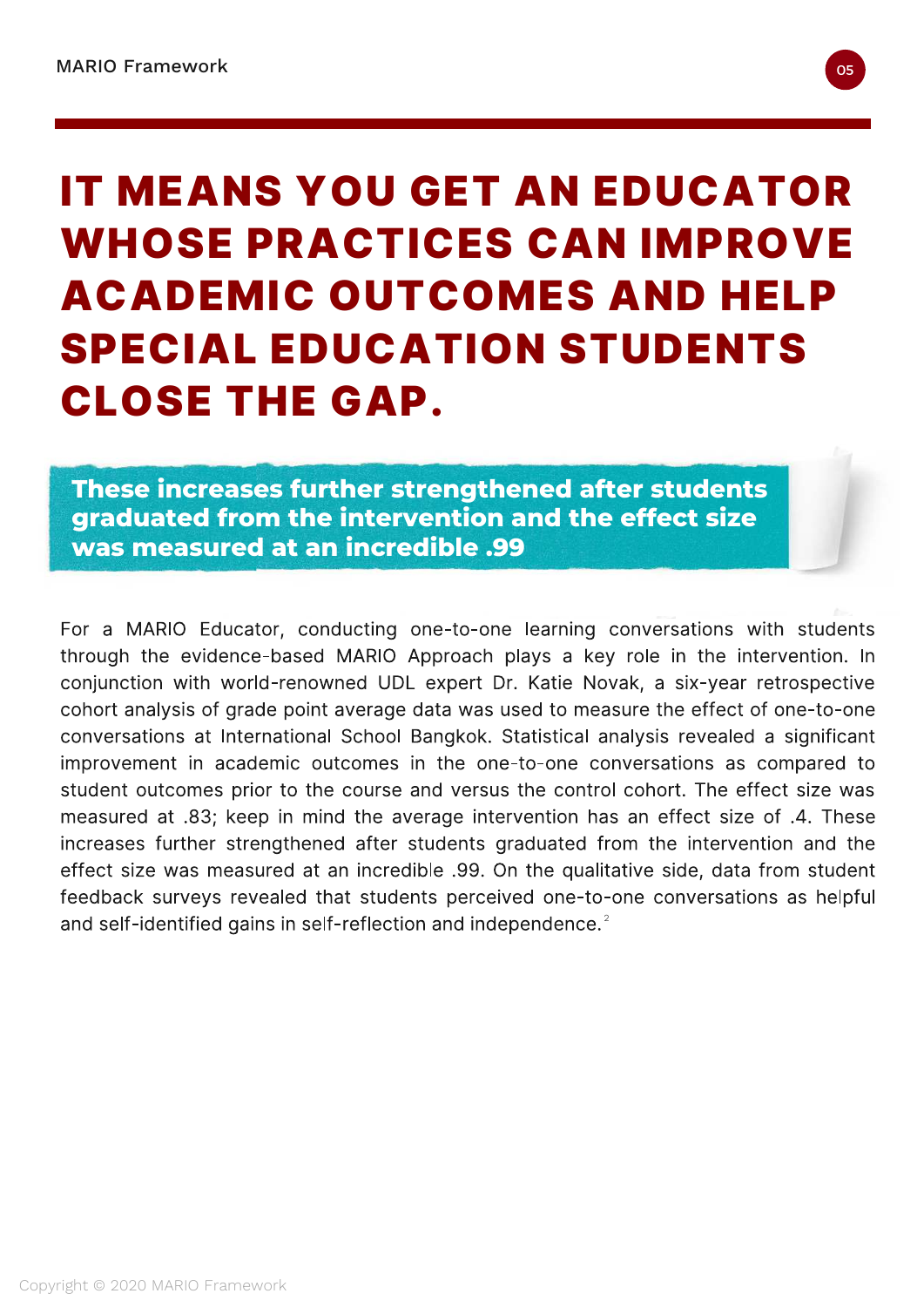# IT MEANS YOU GET AN EDUCATOR WHOSE PRACTICES CAN IMPROVE ACADEMIC OUTCOMES AND HELP SPECIAL EDUCATION STUDENTS CLOSE THE GAP.

**These increases further strengthened after students graduated from the intervention and the effect size was measured at an incredible .99**

For a MARIO Educator, conducting one-to-one learning conversations with students through the evidence-based MARIO Approach plays a key role in the intervention. In conjunction with world-renowned UDL expert Dr. Katie Novak, a six-year retrospective cohort analysis of grade point average data was used to measure the effect of one-to-one conversations at International School Bangkok. Statistical analysis revealed a significant improvement in academic outcomes in the one-to-one conversations as compared to student outcomes prior to the course and versus the control cohort. The effect size was measured at .83; keep in mind the average intervention has an effect size of .4. These increases further strengthened after students graduated from the intervention and the effect size was measured at an incredible .99. On the qualitative side, data from student feedback surveys revealed that students perceived one-to-one conversations as helpful and self-identified gains in self-reflection and independence.[2]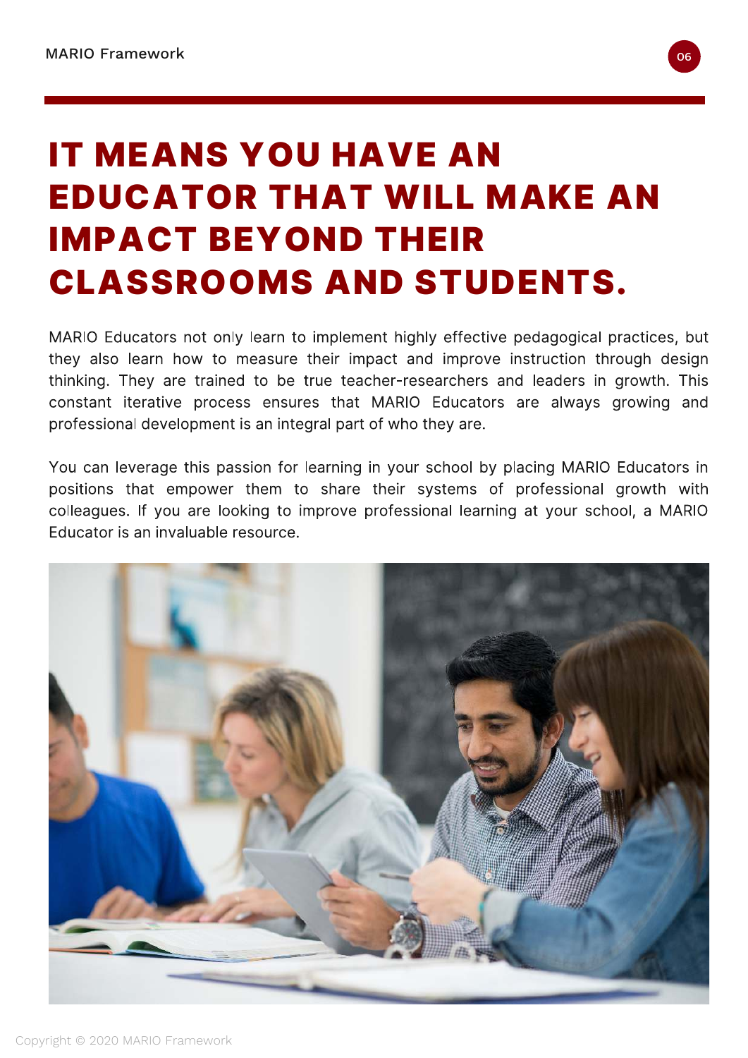# IT MEANS YOU HAVE AN EDUCATOR THAT WILL MAKE AN IMPACT BEYOND THEIR CLASSROOMS AND STUDENTS.

MARIO Educators not only learn to implement highly effective pedagogical practices, but they also learn how to measure their impact and improve instruction through design thinking. They are trained to be true teacher-researchers and leaders in growth. This constant iterative process ensures that MARIO Educators are always growing and professional development is an integral part of who they are.

You can leverage this passion for learning in your school by placing MARIO Educators in positions that empower them to share their systems of professional growth with colleagues. If you are looking to improve professional learning at your school, a MARIO Educator is an invaluable resource.

Copyright © 2020 MARIO Framework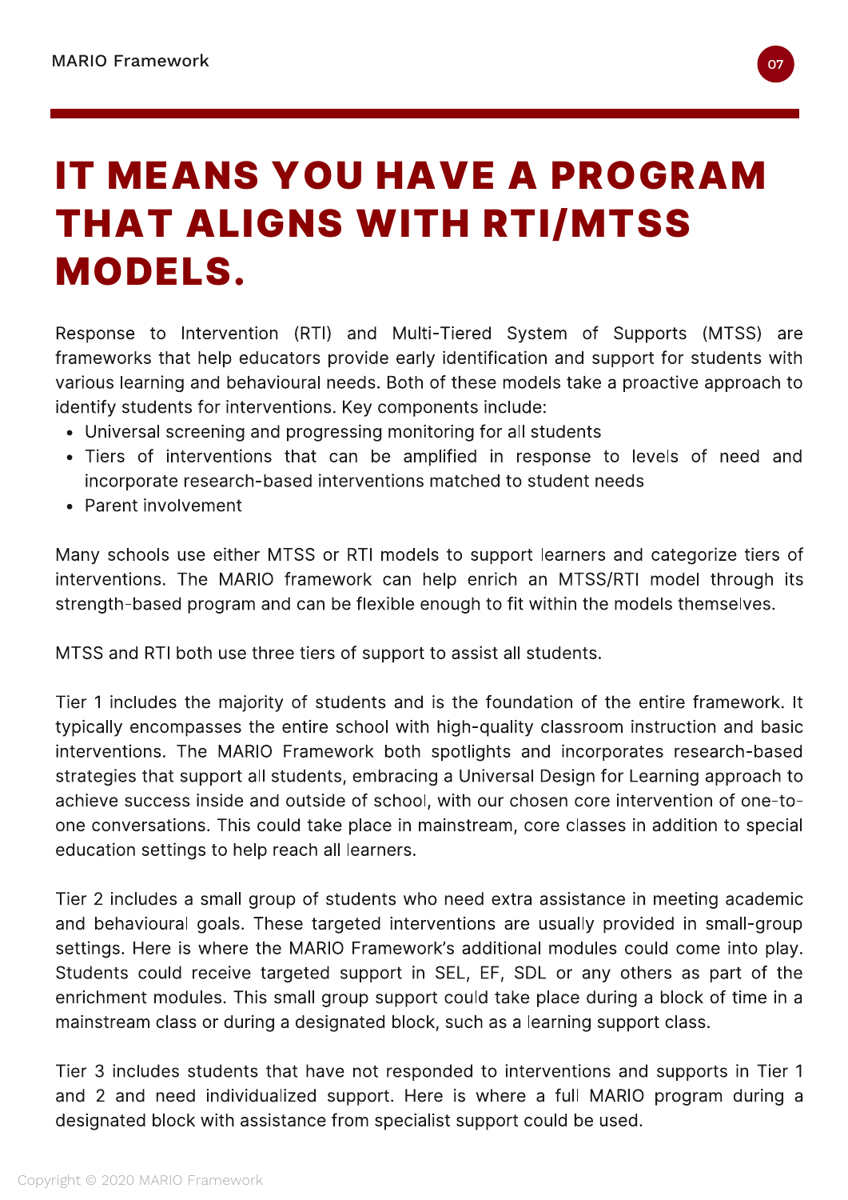# IT MEANS YOU HAVE A PROGRAM THAT ALIGNS WITH RTI/MTSS MODELS.

Response to Intervention (RTI) and Multi-Tiered System of Supports (MTSS) are frameworks that help educators provide early identification and support for students with various learning and behavioural needs. Both of these models take a proactive approach to identify students for interventions. Key components include:

- Universal screening and progressing monitoring for all students
- Tiers of interventions that can be amplified in response to levels of need and incorporate research-based interventions matched to student needs
- Parent involvement

Many schools use either MTSS or RTI models to support learners and categorize tiers of interventions. The MARIO framework can help enrich an MTSS/RTI model through its strength-based program and can be flexible enough to fit within the models themselves.

MTSS and RTI both use three tiers of support to assist all students.

Tier 1 includes the majority of students and is the foundation of the entire framework. It typically encompasses the entire school with high-quality classroom instruction and basic interventions. The MARIO Framework both spotlights and incorporates research-based strategies that support all students, embracing a Universal Design for Learning approach to achieve success inside and outside of school, with our chosen core intervention of one-to-one conversations. This could take place in mainstream, core classes in addition to special education settings to help reach all learners.

Tier 2 includes a small group of students who need extra assistance in meeting academic and behavioural goals. These targeted interventions are usually provided in small-group settings. Here is where the MARIO Framework's additional modules could come into play. Students could receive targeted support in SEL, EF, SDL or any others as part of the enrichment modules. This small group support could take place during a block of time in a mainstream class or during a designated block, such as a learning support class.

Tier 3 includes students that have not responded to interventions and supports in Tier 1 and 2 and need individualized support. Here is where a full MARIO program during a designated block with assistance from specialist support could be used.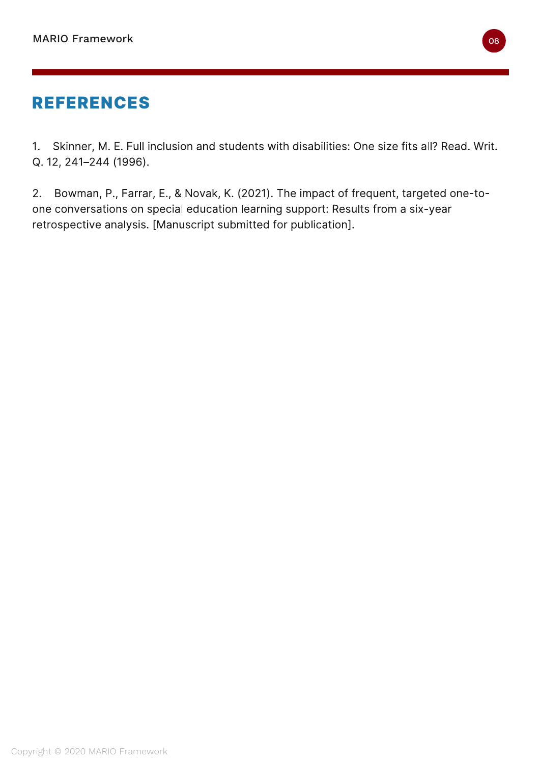# REFERENCES

1. Skinner, M. E. Full inclusion and students with disabilities: One size fits all? Read. Writ. Q. 12, 241–244 (1996).

2. Bowman, P., Farrar, E., & Novak, K. (2021). The impact of frequent, targeted one-to-one conversations on special education learning support: Results from a six-year retrospective analysis. [Manuscript submitted for publication].